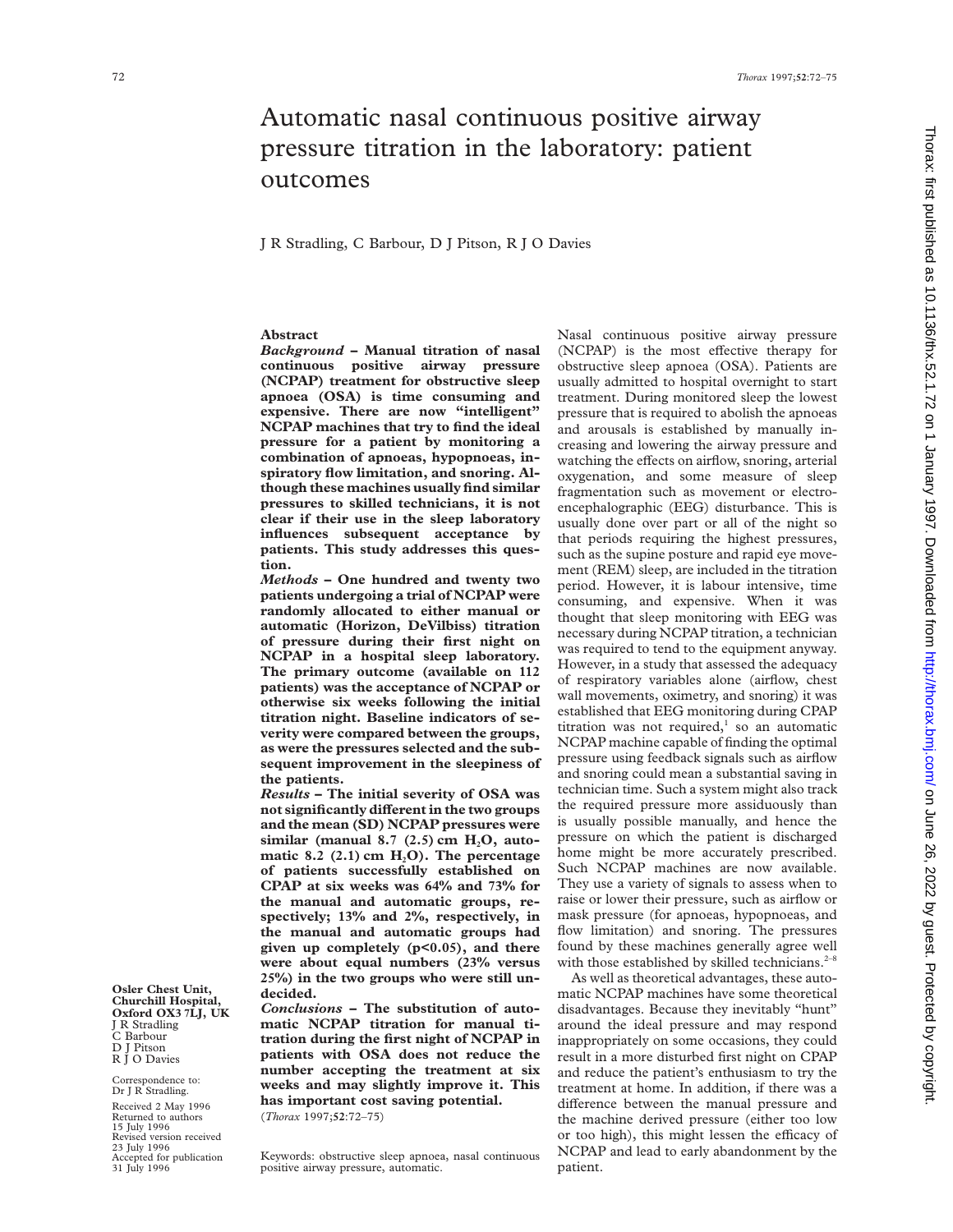# Automatic nasal continuous positive airway pressure titration in the laboratory: patient outcomes

J R Stradling, C Barbour, D J Pitson, R J O Davies

## Abstract

***Background*** – **Manual titration of nasal continuous positive airway pressure (NCPAP) treatment for obstructive sleep apnoea (OSA) is time consuming and expensive. There are now "intelligent" NCPAP machines that try to find the ideal pressure for a patient by monitoring a combination of apnoeas, hypopnoeas, inspiratory flow limitation, and snoring. Although these machines usually find similar pressures to skilled technicians, it is not clear if their use in the sleep laboratory influences subsequent acceptance by patients. This study addresses this question.**

***Methods*** – **One hundred and twenty two patients undergoing a trial of NCPAP were randomly allocated to either manual or automatic (Horizon, DeVilbiss) titration of pressure during their first night on NCPAP in a hospital sleep laboratory. The primary outcome (available on 112 patients) was the acceptance of NCPAP or otherwise six weeks following the initial titration night. Baseline indicators of severity were compared between the groups, as were the pressures selected and the subsequent improvement in the sleepiness of the patients.**

***Results*** – **The initial severity of OSA was not significantly different in the two groups and the mean (SD) NCPAP pressures were similar (manual 8.7 (2.5) cm $H_2O$, automatic 8.2 (2.1) cm $H_2O$). The percentage of patients successfully established on CPAP at six weeks was 64% and 73% for the manual and automatic groups, respectively; 13% and 2%, respectively, in the manual and automatic groups had given up completely ($p<0.05$), and there were about equal numbers (23% versus 25%) in the two groups who were still undecided.**

***Conclusions*** – **The substitution of automatic NCPAP titration for manual titration during the first night of NCPAP in patients with OSA does not reduce the number accepting the treatment at six weeks and may slightly improve it. This has important cost saving potential.**

(*Thorax* 1997;**52**:72–75)

Keywords: obstructive sleep apnoea, nasal continuous positive airway pressure, automatic.

**Osler Chest Unit, Churchill Hospital, Oxford OX3 7LJ, UK**
J R Stradling
C Barbour
D J Pitson
R J O Davies

Correspondence to: Dr J R Stradling.

Received 2 May 1996
Returned to authors 15 July 1996
Revised version received 23 July 1996
Accepted for publication 31 July 1996

Nasal continuous positive airway pressure (NCPAP) is the most effective therapy for obstructive sleep apnoea (OSA). Patients are usually admitted to hospital overnight to start treatment. During monitored sleep the lowest pressure that is required to abolish the apnoeas and arousals is established by manually increasing and lowering the airway pressure and watching the effects on airflow, snoring, arterial oxygenation, and some measure of sleep fragmentation such as movement or electroencephalographic (EEG) disturbance. This is usually done over part or all of the night so that periods requiring the highest pressures, such as the supine posture and rapid eye movement (REM) sleep, are included in the titration period. However, it is labour intensive, time consuming, and expensive. When it was thought that sleep monitoring with EEG was necessary during NCPAP titration, a technician was required to tend to the equipment anyway. However, in a study that assessed the adequacy of respiratory variables alone (airflow, chest wall movements, oximetry, and snoring) it was established that EEG monitoring during CPAP titration was not required,[1] so an automatic NCPAP machine capable of finding the optimal pressure using feedback signals such as airflow and snoring could mean a substantial saving in technician time. Such a system might also track the required pressure more assiduously than is usually possible manually, and hence the pressure on which the patient is discharged home might be more accurately prescribed. Such NCPAP machines are now available. They use a variety of signals to assess when to raise or lower their pressure, such as airflow or mask pressure (for apnoeas, hypopnoeas, and flow limitation) and snoring. The pressures found by these machines generally agree well with those established by skilled technicians.[2–8]

As well as theoretical advantages, these automatic NCPAP machines have some theoretical disadvantages. Because they inevitably "hunt" around the ideal pressure and may respond inappropriately on some occasions, they could result in a more disturbed first night on CPAP and reduce the patient's enthusiasm to try the treatment at home. In addition, if there was a difference between the manual pressure and the machine derived pressure (either too low or too high), this might lessen the efficacy of NCPAP and lead to early abandonment by the patient.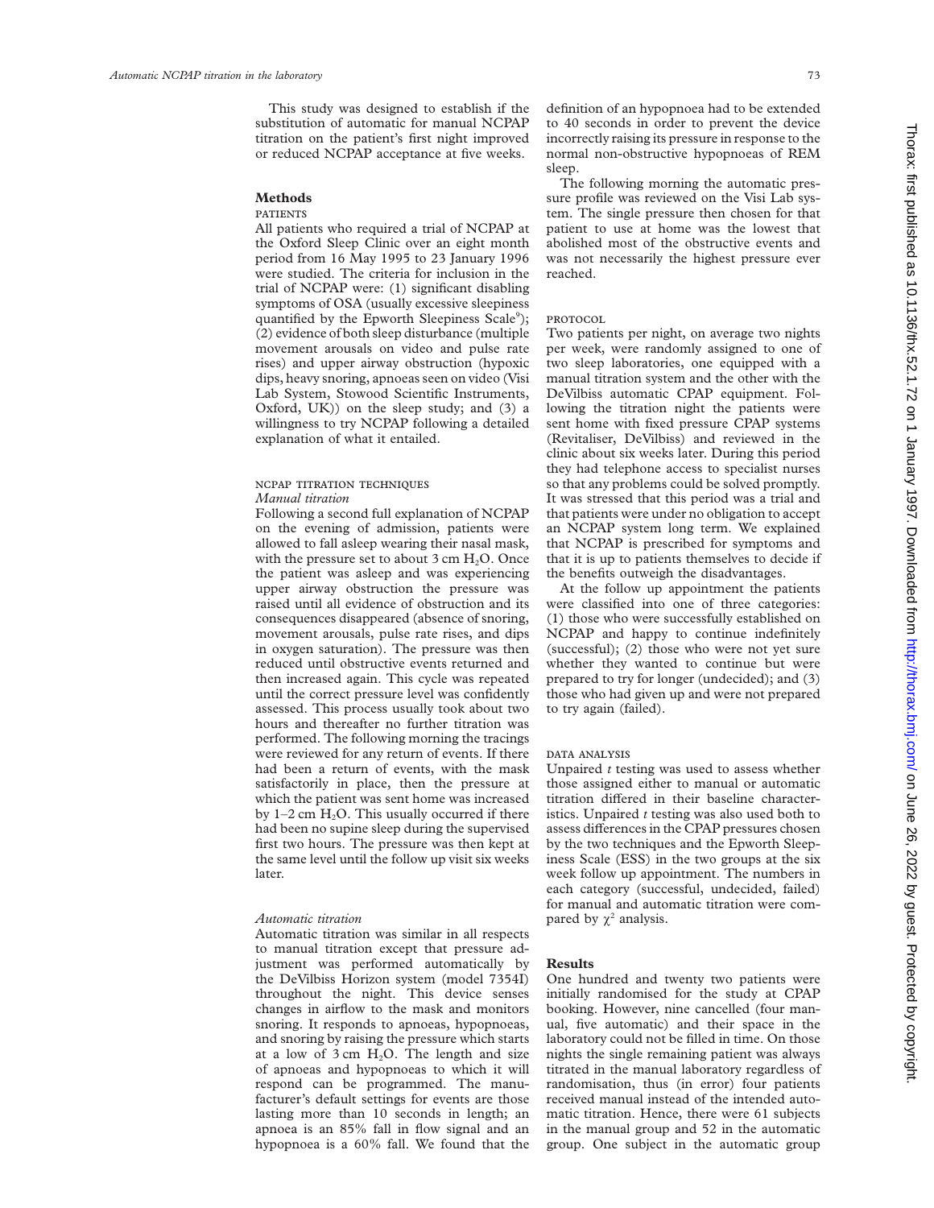This study was designed to establish if the substitution of automatic for manual NCPAP titration on the patient's first night improved or reduced NCPAP acceptance at five weeks.

## Methods

### PATIENTS

All patients who required a trial of NCPAP at the Oxford Sleep Clinic over an eight month period from 16 May 1995 to 23 January 1996 were studied. The criteria for inclusion in the trial of NCPAP were: (1) significant disabling symptoms of OSA (usually excessive sleepiness quantified by the Epworth Sleepiness Scale[9]); (2) evidence of both sleep disturbance (multiple movement arousals on video and pulse rate rises) and upper airway obstruction (hypoxic dips, heavy snoring, apnoeas seen on video (Visi Lab System, Stowood Scientific Instruments, Oxford, UK)) on the sleep study; and (3) a willingness to try NCPAP following a detailed explanation of what it entailed.

### NCPAP TITRATION TECHNIQUES

*Manual titration*

Following a second full explanation of NCPAP on the evening of admission, patients were allowed to fall asleep wearing their nasal mask, with the pressure set to about 3 cm $H_2O$. Once the patient was asleep and was experiencing upper airway obstruction the pressure was raised until all evidence of obstruction and its consequences disappeared (absence of snoring, movement arousals, pulse rate rises, and dips in oxygen saturation). The pressure was then reduced until obstructive events returned and then increased again. This cycle was repeated until the correct pressure level was confidently assessed. This process usually took about two hours and thereafter no further titration was performed. The following morning the tracings were reviewed for any return of events. If there had been a return of events, with the mask satisfactorily in place, then the pressure at which the patient was sent home was increased by 1–2 cm $H_2O$. This usually occurred if there had been no supine sleep during the supervised first two hours. The pressure was then kept at the same level until the follow up visit six weeks later.

*Automatic titration*

Automatic titration was similar in all respects to manual titration except that pressure adjustment was performed automatically by the DeVilbiss Horizon system (model 7354I) throughout the night. This device senses changes in airflow to the mask and monitors snoring. It responds to apnoeas, hypopnoeas, and snoring by raising the pressure which starts at a low of 3 cm $H_2O$. The length and size of apnoeas and hypopnoeas to which it will respond can be programmed. The manufacturer's default settings for events are those lasting more than 10 seconds in length; an apnoea is an 85% fall in flow signal and an hypopnoea is a 60% fall. We found that the definition of an hypopnoea had to be extended to 40 seconds in order to prevent the device incorrectly raising its pressure in response to the normal non-obstructive hypopnoeas of REM sleep.

The following morning the automatic pressure profile was reviewed on the Visi Lab system. The single pressure then chosen for that patient to use at home was the lowest that abolished most of the obstructive events and was not necessarily the highest pressure ever reached.

### PROTOCOL

Two patients per night, on average two nights per week, were randomly assigned to one of two sleep laboratories, one equipped with a manual titration system and the other with the DeVilbiss automatic CPAP equipment. Following the titration night the patients were sent home with fixed pressure CPAP systems (Revitaliser, DeVilbiss) and reviewed in the clinic about six weeks later. During this period they had telephone access to specialist nurses so that any problems could be solved promptly. It was stressed that this period was a trial and that patients were under no obligation to accept an NCPAP system long term. We explained that NCPAP is prescribed for symptoms and that it is up to patients themselves to decide if the benefits outweigh the disadvantages.

At the follow up appointment the patients were classified into one of three categories: (1) those who were successfully established on NCPAP and happy to continue indefinitely (successful); (2) those who were not yet sure whether they wanted to continue but were prepared to try for longer (undecided); and (3) those who had given up and were not prepared to try again (failed).

### DATA ANALYSIS

Unpaired *t* testing was used to assess whether those assigned either to manual or automatic titration differed in their baseline characteristics. Unpaired *t* testing was also used both to assess differences in the CPAP pressures chosen by the two techniques and the Epworth Sleepiness Scale (ESS) in the two groups at the six week follow up appointment. The numbers in each category (successful, undecided, failed) for manual and automatic titration were compared by $\chi^2$ analysis.

## Results

One hundred and twenty two patients were initially randomised for the study at CPAP booking. However, nine cancelled (four manual, five automatic) and their space in the laboratory could not be filled in time. On those nights the single remaining patient was always titrated in the manual laboratory regardless of randomisation, thus (in error) four patients received manual instead of the intended automatic titration. Hence, there were 61 subjects in the manual group and 52 in the automatic group. One subject in the automatic group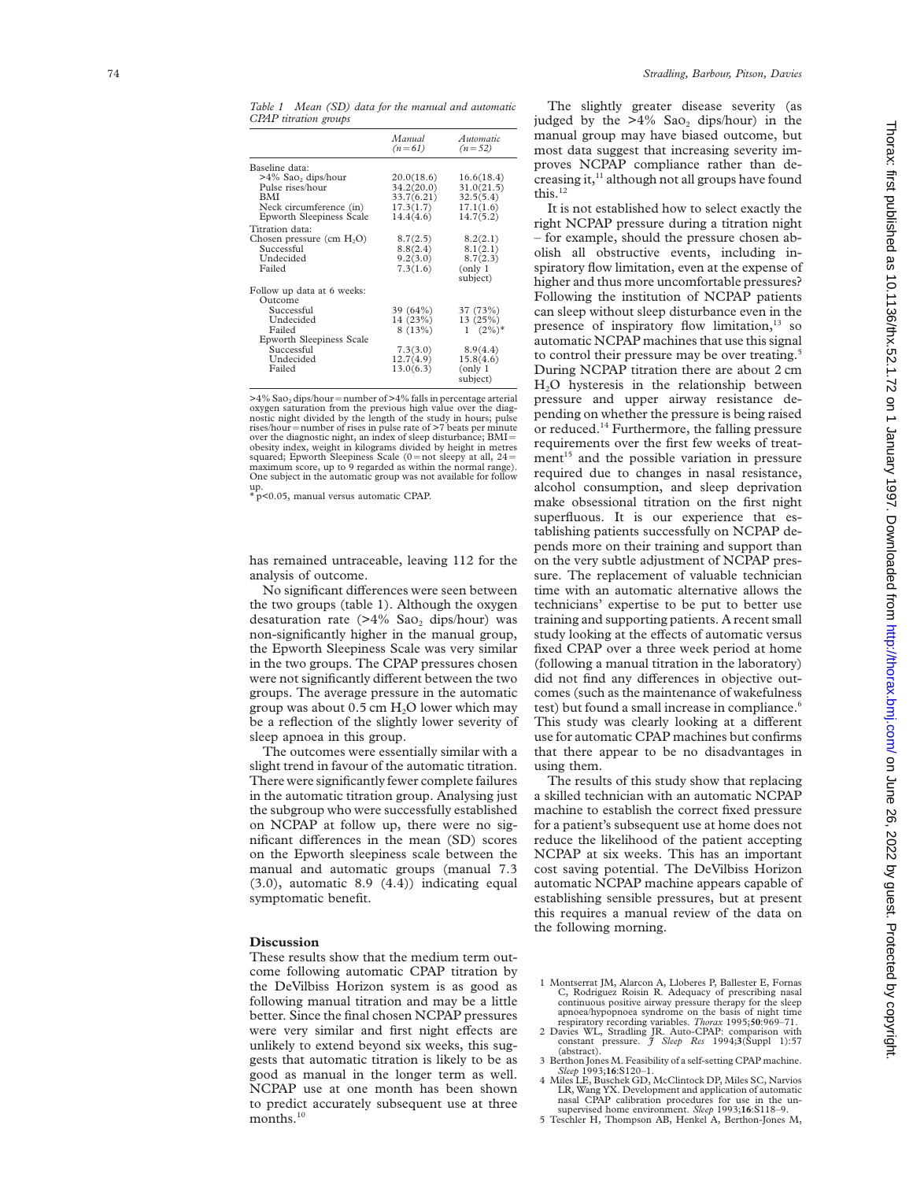*Table 1 Mean (SD) data for the manual and automatic CPAP titration groups*

| | Manual (n=61) | Automatic (n=52) |
|---|---|---|
| Baseline data: | | |
| >4% $Sao_2$ dips/hour | 20.0(18.6) | 16.6(18.4) |
| Pulse rises/hour | 34.2(20.0) | 31.0(21.5) |
| BMI | 33.7(6.21) | 32.5(5.4) |
| Neck circumference (in) | 17.3(1.7) | 17.1(1.6) |
| Epworth Sleepiness Scale | 14.4(4.6) | 14.7(5.2) |
| Titration data: | | |
| Chosen pressure (cm $H_2O$) | 8.7(2.5) | 8.2(2.1) |
| Successful | 8.8(2.4) | 8.1(2.1) |
| Undecided | 9.2(3.0) | 8.7(2.3) |
| Failed | 7.3(1.6) | (only 1 subject) |
| Follow up data at 6 weeks: | | |
| Outcome | | |
| Successful | 39 (64%) | 37 (73%) |
| Undecided | 14 (23%) | 13 (25%) |
| Failed | 8 (13%) | 1 (2%)* |
| Epworth Sleepiness Scale | | |
| Successful | 7.3(3.0) | 8.9(4.4) |
| Undecided | 12.7(4.9) | 15.8(4.6) |
| Failed | 13.0(6.3) | (only 1 subject) |

>4% $Sao_2$ dips/hour = number of >4% falls in percentage arterial oxygen saturation from the previous high value over the diagnostic night divided by the length of the study in hours; pulse rises/hour = number of rises in pulse rate of >7 beats per minute over the diagnostic night, an index of sleep disturbance; BMI = obesity index, weight in kilograms divided by height in metres squared; Epworth Sleepiness Scale (0 = not sleepy at all, 24 = maximum score, up to 9 regarded as within the normal range). One subject in the automatic group was not available for follow up.
* $p<0.05$, manual versus automatic CPAP.

has remained untraceable, leaving 112 for the analysis of outcome.

No significant differences were seen between the two groups (table 1). Although the oxygen desaturation rate (>4% $Sao_2$ dips/hour) was non-significantly higher in the manual group, the Epworth Sleepiness Scale was very similar in the two groups. The CPAP pressures chosen were not significantly different between the two groups. The average pressure in the automatic group was about 0.5 cm $H_2O$ lower which may be a reflection of the slightly lower severity of sleep apnoea in this group.

The outcomes were essentially similar with a slight trend in favour of the automatic titration. There were significantly fewer complete failures in the automatic titration group. Analysing just the subgroup who were successfully established on NCPAP at follow up, there were no significant differences in the mean (SD) scores on the Epworth sleepiness scale between the manual and automatic groups (manual 7.3 (3.0), automatic 8.9 (4.4)) indicating equal symptomatic benefit.

## Discussion

These results show that the medium term outcome following automatic CPAP titration by the DeVilbiss Horizon system is as good as following manual titration and may be a little better. Since the final chosen NCPAP pressures were very similar and first night effects are unlikely to extend beyond six weeks, this suggests that automatic titration is likely to be as good as manual in the longer term as well. NCPAP use at one month has been shown to predict accurately subsequent use at three months.[10]

The slightly greater disease severity (as judged by the >4% $Sao_2$ dips/hour) in the manual group may have biased outcome, but most data suggest that increasing severity improves NCPAP compliance rather than decreasing it,[11] although not all groups have found this.[12]

It is not established how to select exactly the right NCPAP pressure during a titration night – for example, should the pressure chosen abolish all obstructive events, including inspiratory flow limitation, even at the expense of higher and thus more uncomfortable pressures? Following the institution of NCPAP patients can sleep without sleep disturbance even in the presence of inspiratory flow limitation,[13] so automatic NCPAP machines that use this signal to control their pressure may be over treating.[5] During NCPAP titration there are about 2 cm $H_2O$ hysteresis in the relationship between pressure and upper airway resistance depending on whether the pressure is being raised or reduced.[14] Furthermore, the falling pressure requirements over the first few weeks of treatment[15] and the possible variation in pressure required due to changes in nasal resistance, alcohol consumption, and sleep deprivation make obsessional titration on the first night superfluous. It is our experience that establishing patients successfully on NCPAP depends more on their training and support than on the very subtle adjustment of NCPAP pressure. The replacement of valuable technician time with an automatic alternative allows the technicians' expertise to be put to better use training and supporting patients. A recent small study looking at the effects of automatic versus fixed CPAP over a three week period at home (following a manual titration in the laboratory) did not find any differences in objective outcomes (such as the maintenance of wakefulness test) but found a small increase in compliance.[6] This study was clearly looking at a different use for automatic CPAP machines but confirms that there appear to be no disadvantages in using them.

The results of this study show that replacing a skilled technician with an automatic NCPAP machine to establish the correct fixed pressure for a patient's subsequent use at home does not reduce the likelihood of the patient accepting NCPAP at six weeks. This has an important cost saving potential. The DeVilbiss Horizon automatic NCPAP machine appears capable of establishing sensible pressures, but at present this requires a manual review of the data on the following morning.

1 Montserrat JM, Alarcon A, Lloberes P, Ballester E, Fornas C, Rodriguez Roisin R. Adequacy of prescribing nasal continuous positive airway pressure therapy for the sleep apnoea/hypopnoea syndrome on the basis of night time respiratory recording variables. *Thorax* 1995;**50**:969–71.
2 Davies WL, Stradling JR. Auto-CPAP: comparison with constant pressure. *J Sleep Res* 1994;**3**(Suppl 1):57 (abstract).
3 Berthon Jones M. Feasibility of a self-setting CPAP machine. *Sleep* 1993;**16**:S120–1.
4 Miles LE, Buschek GD, McClintock DP, Miles SC, Narvios LR, Wang YX. Development and application of automatic nasal CPAP calibration procedures for use in the unsupervised home environment. *Sleep* 1993;**16**:S118–9.
5 Teschler H, Thompson AB, Henkel A, Berthon-Jones M,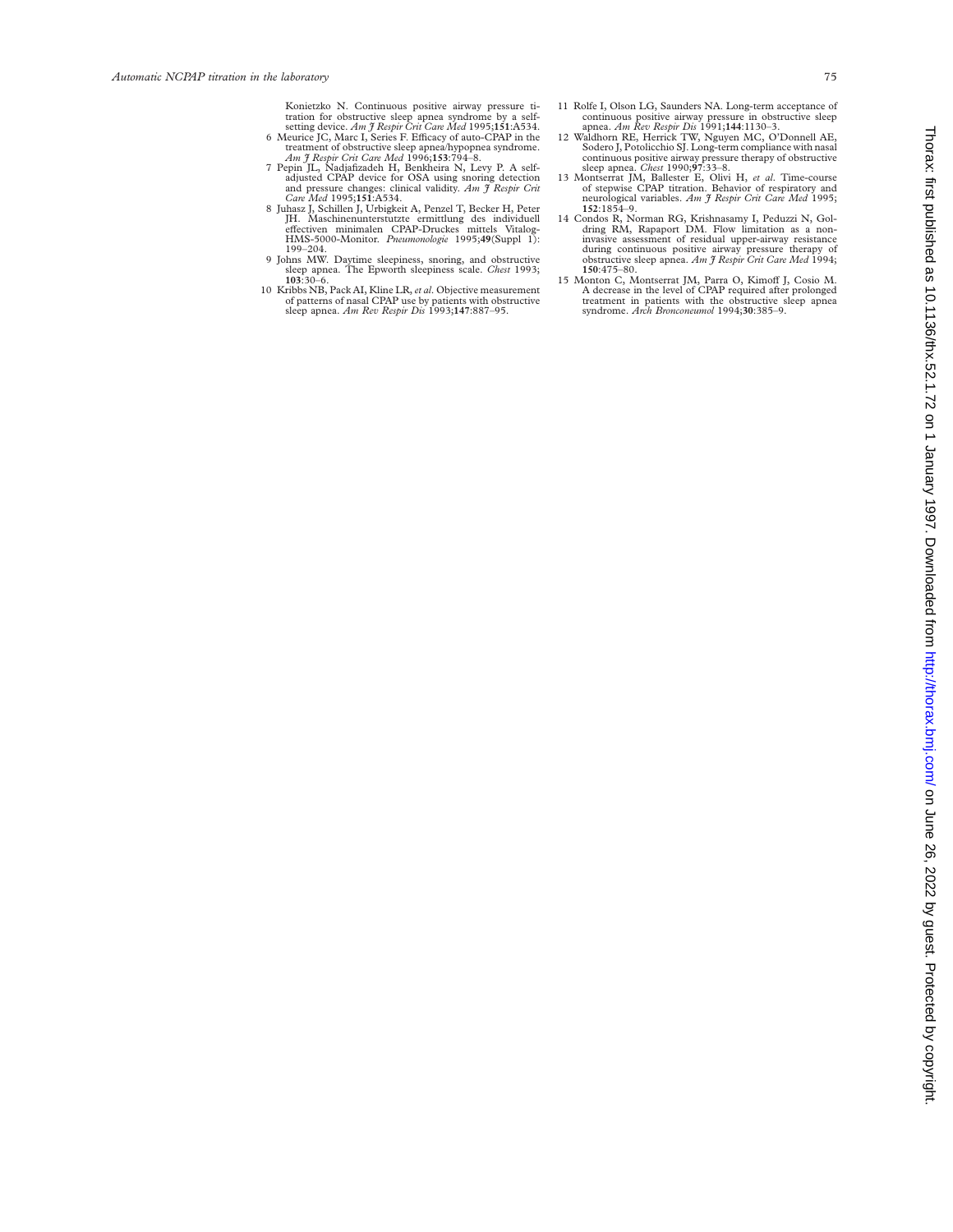Konietzko N. Continuous positive airway pressure titration for obstructive sleep apnea syndrome by a self-setting device. *Am J Respir Crit Care Med* 1995;**151**:A534.

6 Meurice JC, Marc I, Series F. Efficacy of auto-CPAP in the treatment of obstructive sleep apnea/hypopnea syndrome. *Am J Respir Crit Care Med* 1996;**153**:794–8.

7 Pepin JL, Nadjafizadeh H, Benkheira N, Levy P. A self-adjusted CPAP device for OSA using snoring detection and pressure changes: clinical validity. *Am J Respir Crit Care Med* 1995;**151**:A534.

8 Juhasz J, Schillen J, Urbigkeit A, Penzel T, Becker H, Peter JH. Maschinenunterstutzte ermittlung des individuell effectiven minimalen CPAP-Druckes mittels Vitalog-HMS-5000-Monitor. *Pneumonologie* 1995;**49**(Suppl 1): 199–204.

9 Johns MW. Daytime sleepiness, snoring, and obstructive sleep apnea. The Epworth sleepiness scale. *Chest* 1993; **103**:30–6.

10 Kribbs NB, Pack AI, Kline LR, *et al*. Objective measurement of patterns of nasal CPAP use by patients with obstructive sleep apnea. *Am Rev Respir Dis* 1993;**147**:887–95.

11 Rolfe I, Olson LG, Saunders NA. Long-term acceptance of continuous positive airway pressure in obstructive sleep apnea. *Am Rev Respir Dis* 1991;**144**:1130–3.

12 Waldhorn RE, Herrick TW, Nguyen MC, O'Donnell AE, Sodero J, Potolicchio SJ. Long-term compliance with nasal continuous positive airway pressure therapy of obstructive sleep apnea. *Chest* 1990;**97**:33–8.

13 Montserrat JM, Ballester E, Olivi H, *et al*. Time-course of stepwise CPAP titration. Behavior of respiratory and neurological variables. *Am J Respir Crit Care Med* 1995; **152**:1854–9.

14 Condos R, Norman RG, Krishnasamy I, Peduzzi N, Goldring RM, Rapaport DM. Flow limitation as a noninvasive assessment of residual upper-airway resistance during continuous positive airway pressure therapy of obstructive sleep apnea. *Am J Respir Crit Care Med* 1994; **150**:475–80.

15 Monton C, Montserrat JM, Parra O, Kimoff J, Cosio M. A decrease in the level of CPAP required after prolonged treatment in patients with the obstructive sleep apnea syndrome. *Arch Bronconeumol* 1994;**30**:385–9.